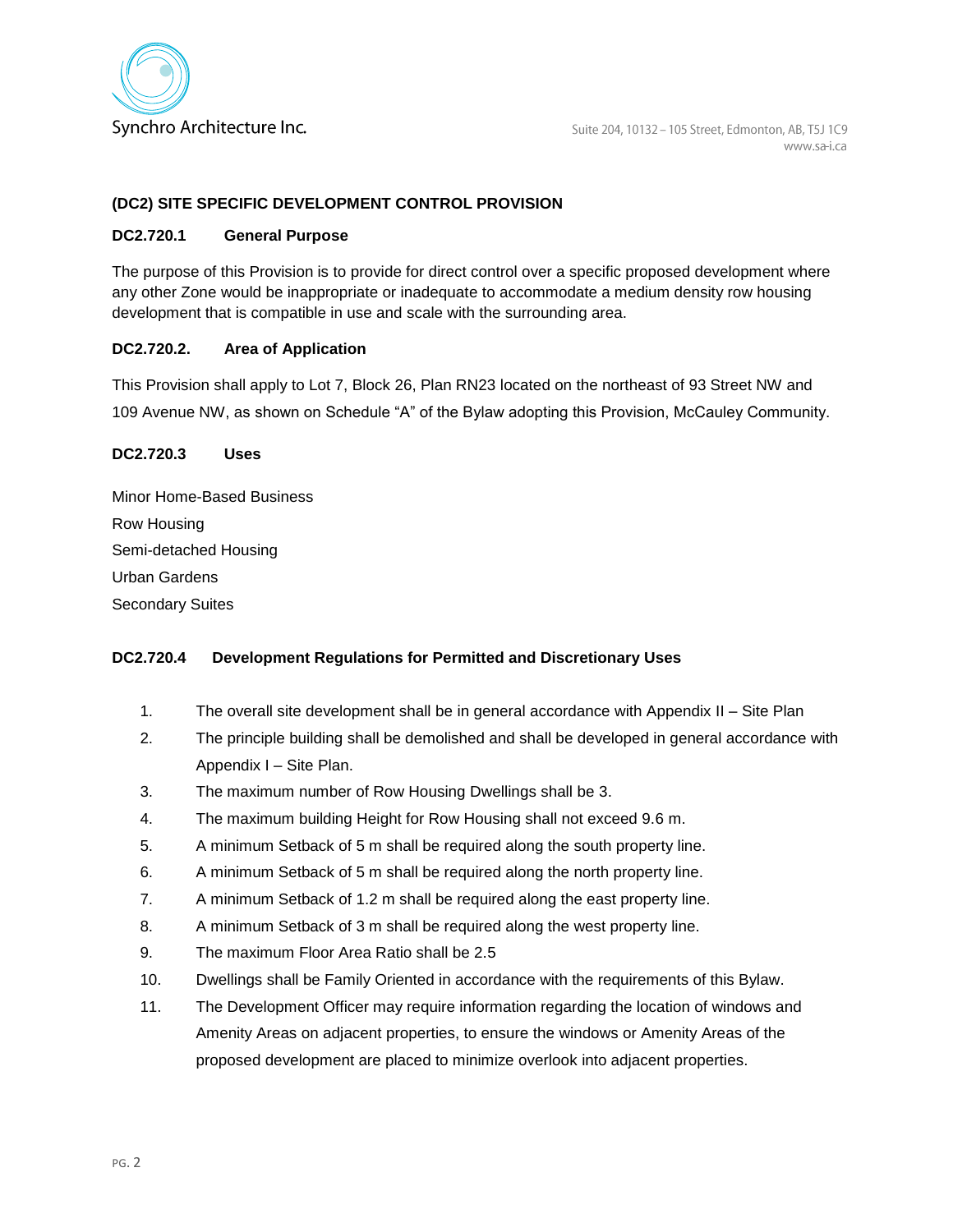# (DC2) SITE SPECIFIC DEVELOPMENT CONTROL PROVISION

## DC2.720.1 General Purpose

The purpose of this Provision is to provide for direct control over a specific proposed development where any other Zone would be inappropriate or inadequate to accommodate a medium density row housing development that is compatible in use and scale with the surrounding area.

## DC2.720.2. Area of Application

This Provision shall apply to Lot 7, Block 26, Plan RN23 located on the northeast of 93 Street NW and 109 Avenue NW, as shown on Schedule "A" of the Bylaw adopting this Provision, McCauley Community.

## DC2.720.3 Uses

Minor Home-Based Business
Row Housing
Semi-detached Housing
Urban Gardens
Secondary Suites

## DC2.720.4 Development Regulations for Permitted and Discretionary Uses

1. The overall site development shall be in general accordance with Appendix II – Site Plan
2. The principle building shall be demolished and shall be developed in general accordance with Appendix I – Site Plan.
3. The maximum number of Row Housing Dwellings shall be 3.
4. The maximum building Height for Row Housing shall not exceed 9.6 m.
5. A minimum Setback of 5 m shall be required along the south property line.
6. A minimum Setback of 5 m shall be required along the north property line.
7. A minimum Setback of 1.2 m shall be required along the east property line.
8. A minimum Setback of 3 m shall be required along the west property line.
9. The maximum Floor Area Ratio shall be 2.5
10. Dwellings shall be Family Oriented in accordance with the requirements of this Bylaw.
11. The Development Officer may require information regarding the location of windows and Amenity Areas on adjacent properties, to ensure the windows or Amenity Areas of the proposed development are placed to minimize overlook into adjacent properties.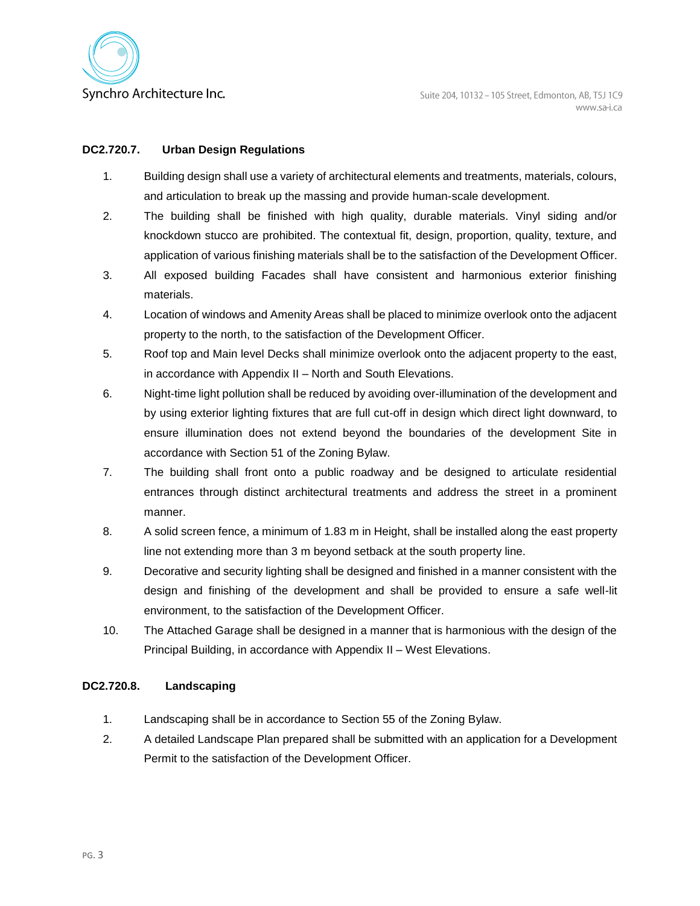### DC2.720.7. Urban Design Regulations

1. Building design shall use a variety of architectural elements and treatments, materials, colours, and articulation to break up the massing and provide human-scale development.
2. The building shall be finished with high quality, durable materials. Vinyl siding and/or knockdown stucco are prohibited. The contextual fit, design, proportion, quality, texture, and application of various finishing materials shall be to the satisfaction of the Development Officer.
3. All exposed building Facades shall have consistent and harmonious exterior finishing materials.
4. Location of windows and Amenity Areas shall be placed to minimize overlook onto the adjacent property to the north, to the satisfaction of the Development Officer.
5. Roof top and Main level Decks shall minimize overlook onto the adjacent property to the east, in accordance with Appendix II – North and South Elevations.
6. Night-time light pollution shall be reduced by avoiding over-illumination of the development and by using exterior lighting fixtures that are full cut-off in design which direct light downward, to ensure illumination does not extend beyond the boundaries of the development Site in accordance with Section 51 of the Zoning Bylaw.
7. The building shall front onto a public roadway and be designed to articulate residential entrances through distinct architectural treatments and address the street in a prominent manner.
8. A solid screen fence, a minimum of 1.83 m in Height, shall be installed along the east property line not extending more than 3 m beyond setback at the south property line.
9. Decorative and security lighting shall be designed and finished in a manner consistent with the design and finishing of the development and shall be provided to ensure a safe well-lit environment, to the satisfaction of the Development Officer.
10. The Attached Garage shall be designed in a manner that is harmonious with the design of the Principal Building, in accordance with Appendix II – West Elevations.

### DC2.720.8. Landscaping

1. Landscaping shall be in accordance to Section 55 of the Zoning Bylaw.
2. A detailed Landscape Plan prepared shall be submitted with an application for a Development Permit to the satisfaction of the Development Officer.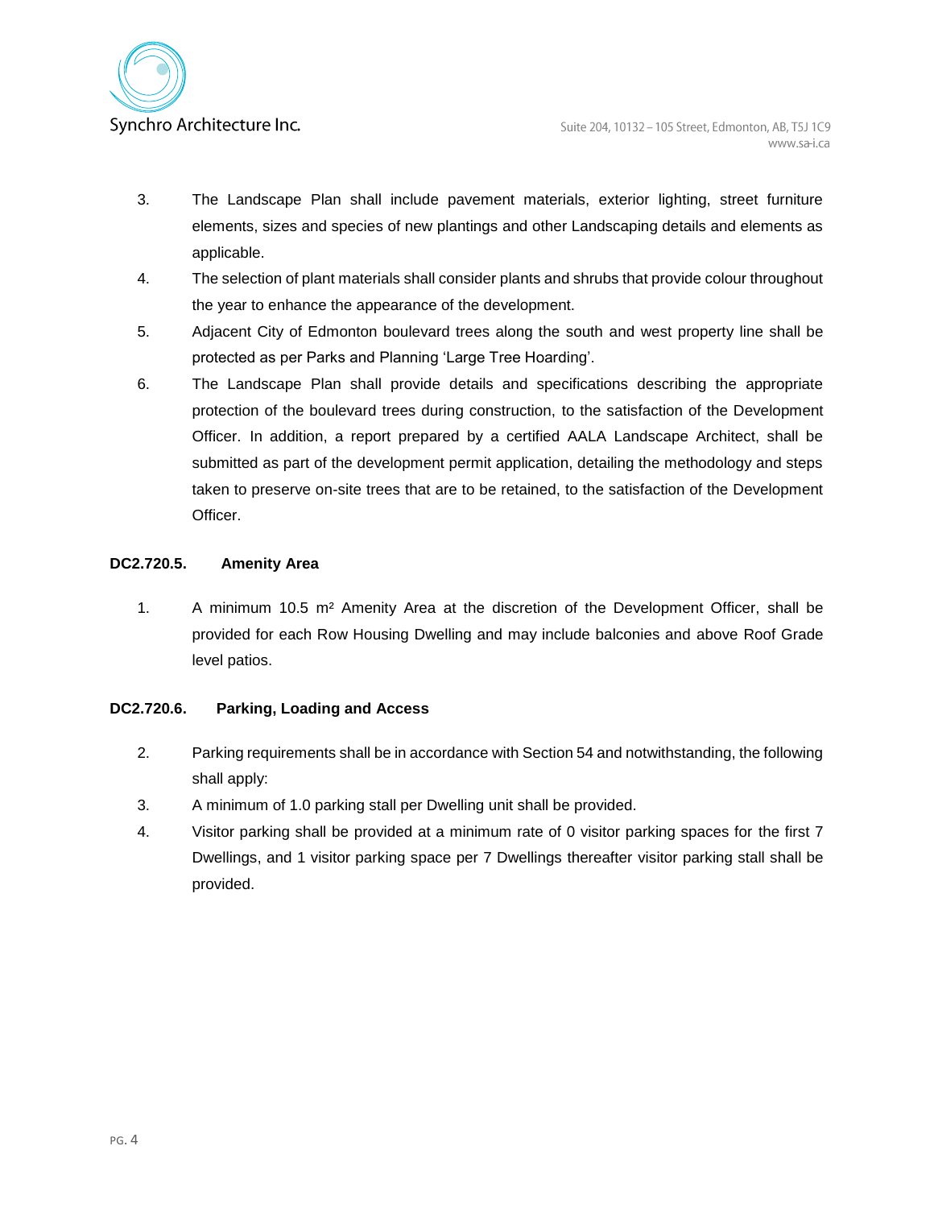3. The Landscape Plan shall include pavement materials, exterior lighting, street furniture elements, sizes and species of new plantings and other Landscaping details and elements as applicable.
4. The selection of plant materials shall consider plants and shrubs that provide colour throughout the year to enhance the appearance of the development.
5. Adjacent City of Edmonton boulevard trees along the south and west property line shall be protected as per Parks and Planning 'Large Tree Hoarding'.
6. The Landscape Plan shall provide details and specifications describing the appropriate protection of the boulevard trees during construction, to the satisfaction of the Development Officer. In addition, a report prepared by a certified AALA Landscape Architect, shall be submitted as part of the development permit application, detailing the methodology and steps taken to preserve on-site trees that are to be retained, to the satisfaction of the Development Officer.

**DC2.720.5. Amenity Area**

1. A minimum 10.5 m² Amenity Area at the discretion of the Development Officer, shall be provided for each Row Housing Dwelling and may include balconies and above Roof Grade level patios.

**DC2.720.6. Parking, Loading and Access**

2. Parking requirements shall be in accordance with Section 54 and notwithstanding, the following shall apply:
3. A minimum of 1.0 parking stall per Dwelling unit shall be provided.
4. Visitor parking shall be provided at a minimum rate of 0 visitor parking spaces for the first 7 Dwellings, and 1 visitor parking space per 7 Dwellings thereafter visitor parking stall shall be provided.